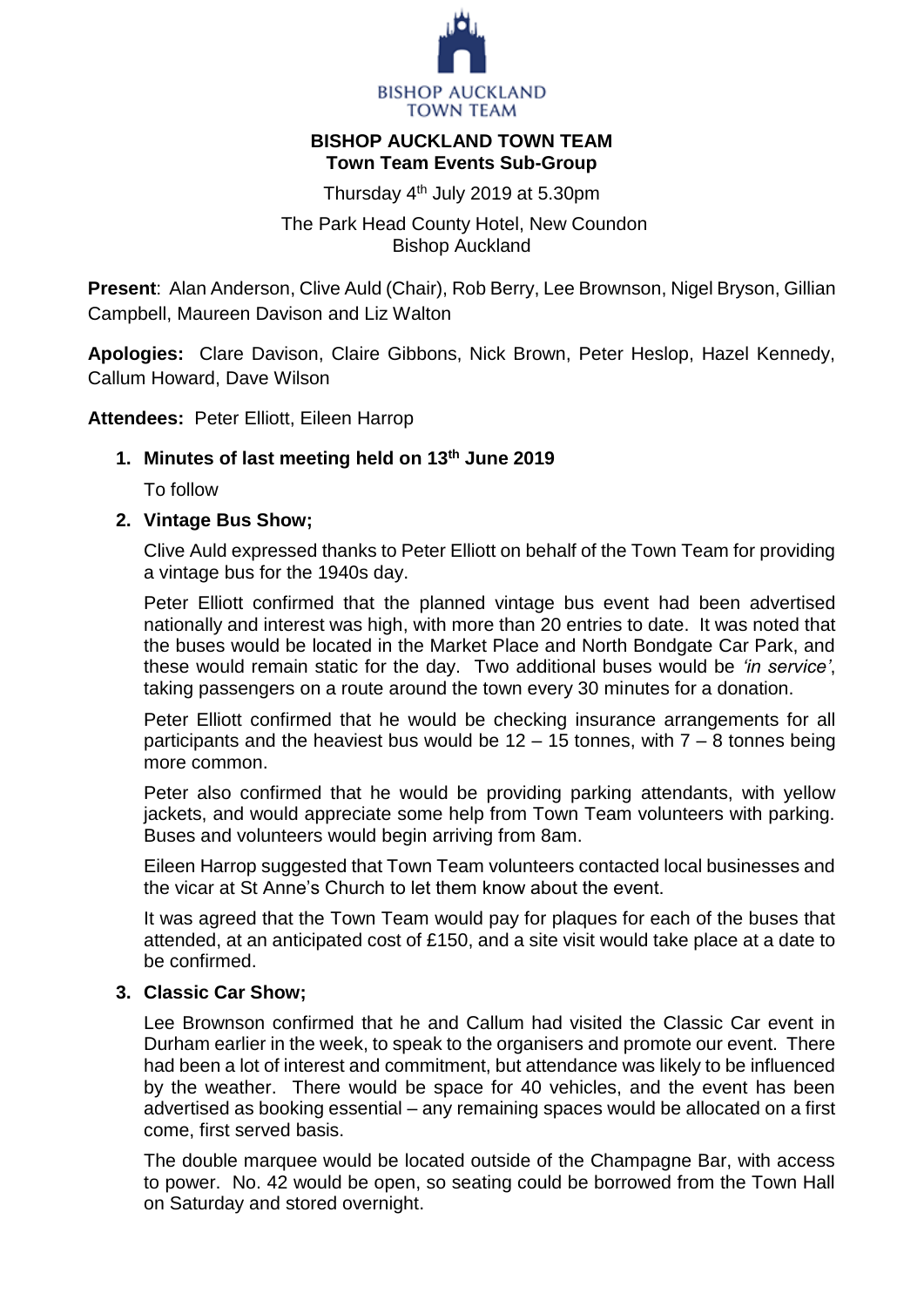BISHOP AUCKLAND TOWN TEAM

# BISHOP AUCKLAND TOWN TEAM
## Town Team Events Sub-Group

Thursday 4th July 2019 at 5.30pm

The Park Head County Hotel, New Coundon
Bishop Auckland

**Present**: Alan Anderson, Clive Auld (Chair), Rob Berry, Lee Brownson, Nigel Bryson, Gillian Campbell, Maureen Davison and Liz Walton

**Apologies:** Clare Davison, Claire Gibbons, Nick Brown, Peter Heslop, Hazel Kennedy, Callum Howard, Dave Wilson

**Attendees:** Peter Elliott, Eileen Harrop

1. **Minutes of last meeting held on 13th June 2019**

   To follow

2. **Vintage Bus Show;**

   Clive Auld expressed thanks to Peter Elliott on behalf of the Town Team for providing a vintage bus for the 1940s day.

   Peter Elliott confirmed that the planned vintage bus event had been advertised nationally and interest was high, with more than 20 entries to date. It was noted that the buses would be located in the Market Place and North Bondgate Car Park, and these would remain static for the day. Two additional buses would be *'in service'*, taking passengers on a route around the town every 30 minutes for a donation.

   Peter Elliott confirmed that he would be checking insurance arrangements for all participants and the heaviest bus would be 12 – 15 tonnes, with 7 – 8 tonnes being more common.

   Peter also confirmed that he would be providing parking attendants, with yellow jackets, and would appreciate some help from Town Team volunteers with parking. Buses and volunteers would begin arriving from 8am.

   Eileen Harrop suggested that Town Team volunteers contacted local businesses and the vicar at St Anne's Church to let them know about the event.

   It was agreed that the Town Team would pay for plaques for each of the buses that attended, at an anticipated cost of £150, and a site visit would take place at a date to be confirmed.

3. **Classic Car Show;**

   Lee Brownson confirmed that he and Callum had visited the Classic Car event in Durham earlier in the week, to speak to the organisers and promote our event. There had been a lot of interest and commitment, but attendance was likely to be influenced by the weather. There would be space for 40 vehicles, and the event has been advertised as booking essential – any remaining spaces would be allocated on a first come, first served basis.

   The double marquee would be located outside of the Champagne Bar, with access to power. No. 42 would be open, so seating could be borrowed from the Town Hall on Saturday and stored overnight.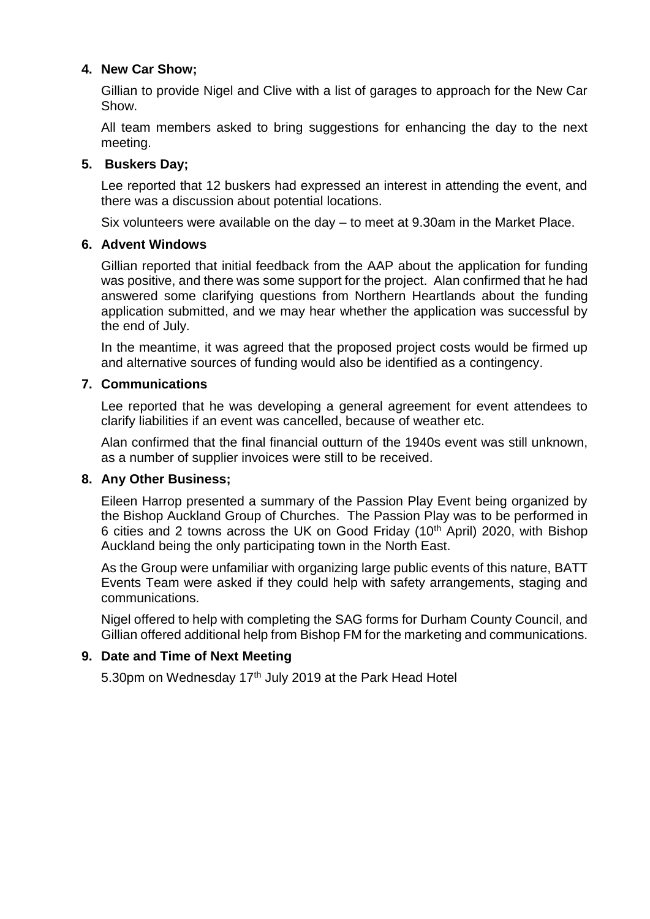4. **New Car Show;**

   Gillian to provide Nigel and Clive with a list of garages to approach for the New Car Show.

   All team members asked to bring suggestions for enhancing the day to the next meeting.

5. **Buskers Day;**

   Lee reported that 12 buskers had expressed an interest in attending the event, and there was a discussion about potential locations.

   Six volunteers were available on the day – to meet at 9.30am in the Market Place.

6. **Advent Windows**

   Gillian reported that initial feedback from the AAP about the application for funding was positive, and there was some support for the project. Alan confirmed that he had answered some clarifying questions from Northern Heartlands about the funding application submitted, and we may hear whether the application was successful by the end of July.

   In the meantime, it was agreed that the proposed project costs would be firmed up and alternative sources of funding would also be identified as a contingency.

7. **Communications**

   Lee reported that he was developing a general agreement for event attendees to clarify liabilities if an event was cancelled, because of weather etc.

   Alan confirmed that the final financial outturn of the 1940s event was still unknown, as a number of supplier invoices were still to be received.

8. **Any Other Business;**

   Eileen Harrop presented a summary of the Passion Play Event being organized by the Bishop Auckland Group of Churches. The Passion Play was to be performed in 6 cities and 2 towns across the UK on Good Friday (10th April) 2020, with Bishop Auckland being the only participating town in the North East.

   As the Group were unfamiliar with organizing large public events of this nature, BATT Events Team were asked if they could help with safety arrangements, staging and communications.

   Nigel offered to help with completing the SAG forms for Durham County Council, and Gillian offered additional help from Bishop FM for the marketing and communications.

9. **Date and Time of Next Meeting**

   5.30pm on Wednesday 17th July 2019 at the Park Head Hotel